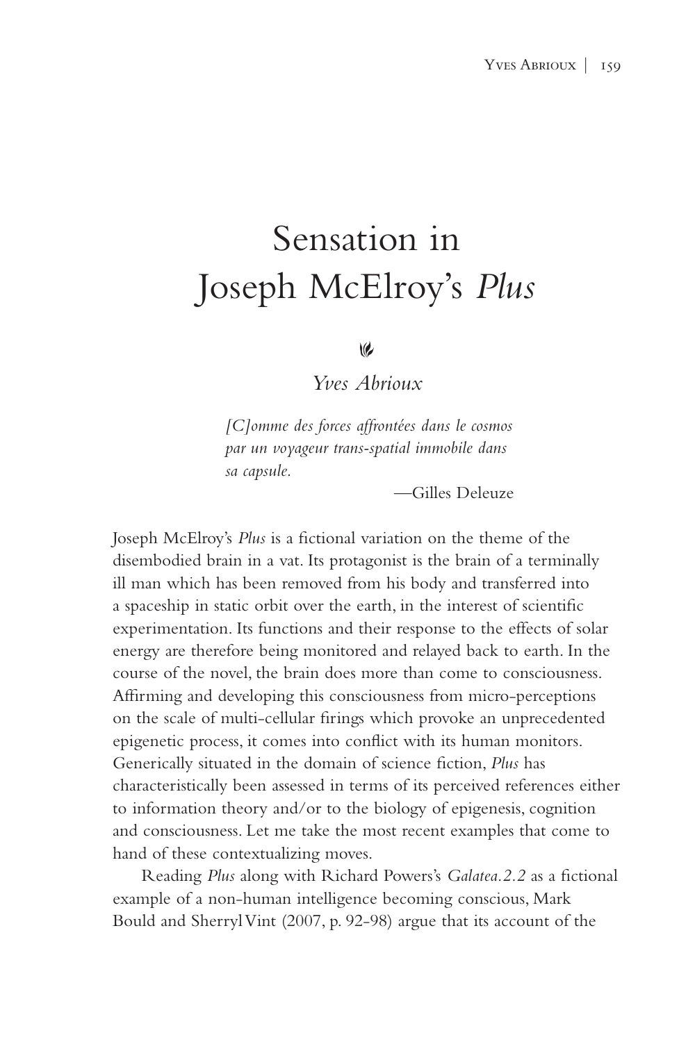# Sensation in Joseph McElroy's *Plus*

*Yves Abrioux*

> *[C]omme des forces affrontées dans le cosmos par un voyageur trans-spatial immobile dans sa capsule.*
>
> —Gilles Deleuze

Joseph McElroy's *Plus* is a fictional variation on the theme of the disembodied brain in a vat. Its protagonist is the brain of a terminally ill man which has been removed from his body and transferred into a spaceship in static orbit over the earth, in the interest of scientific experimentation. Its functions and their response to the effects of solar energy are therefore being monitored and relayed back to earth. In the course of the novel, the brain does more than come to consciousness. Affirming and developing this consciousness from micro-perceptions on the scale of multi-cellular firings which provoke an unprecedented epigenetic process, it comes into conflict with its human monitors. Generically situated in the domain of science fiction, *Plus* has characteristically been assessed in terms of its perceived references either to information theory and/or to the biology of epigenesis, cognition and consciousness. Let me take the most recent examples that come to hand of these contextualizing moves.

Reading *Plus* along with Richard Powers's *Galatea.2.2* as a fictional example of a non-human intelligence becoming conscious, Mark Bould and Sherryl Vint (2007, p. 92-98) argue that its account of the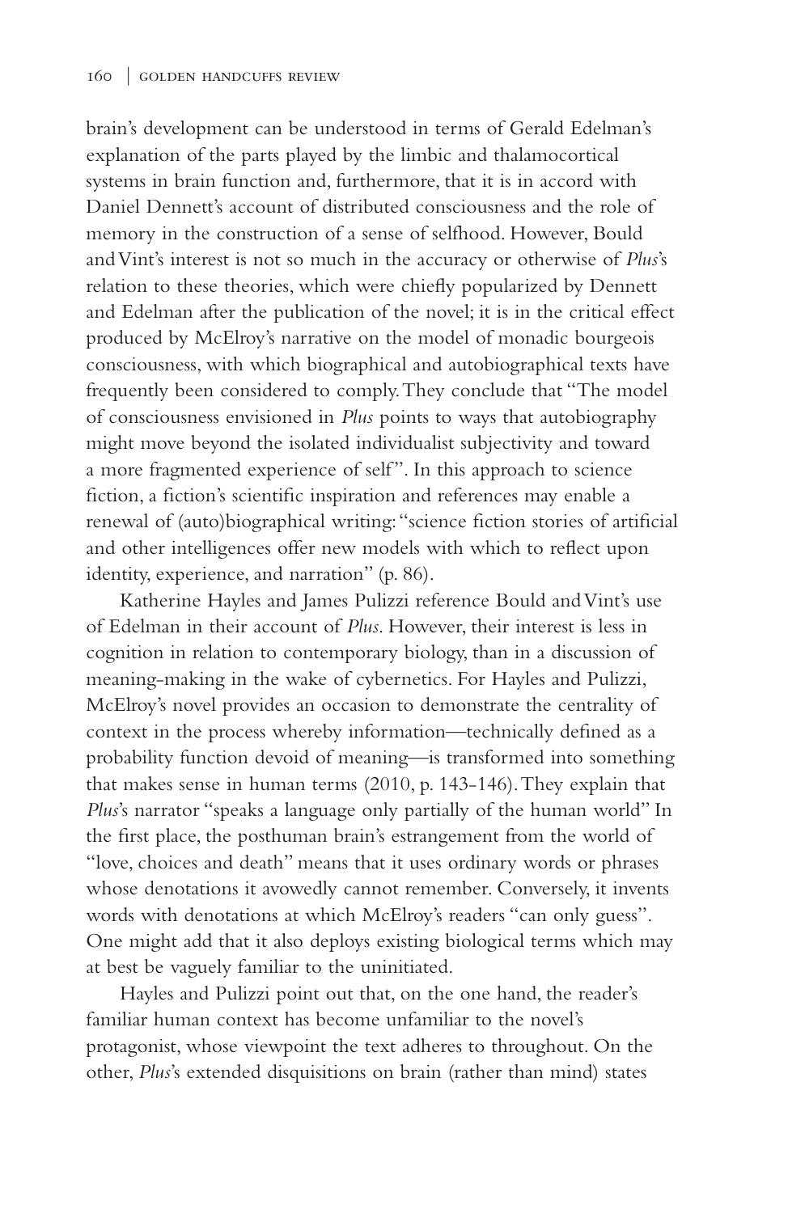brain's development can be understood in terms of Gerald Edelman's explanation of the parts played by the limbic and thalamocortical systems in brain function and, furthermore, that it is in accord with Daniel Dennett's account of distributed consciousness and the role of memory in the construction of a sense of selfhood. However, Bould and Vint's interest is not so much in the accuracy or otherwise of *Plus*'s relation to these theories, which were chiefly popularized by Dennett and Edelman after the publication of the novel; it is in the critical effect produced by McElroy's narrative on the model of monadic bourgeois consciousness, with which biographical and autobiographical texts have frequently been considered to comply. They conclude that "The model of consciousness envisioned in *Plus* points to ways that autobiography might move beyond the isolated individualist subjectivity and toward a more fragmented experience of self". In this approach to science fiction, a fiction's scientific inspiration and references may enable a renewal of (auto)biographical writing: "science fiction stories of artificial and other intelligences offer new models with which to reflect upon identity, experience, and narration" (p. 86).

Katherine Hayles and James Pulizzi reference Bould and Vint's use of Edelman in their account of *Plus*. However, their interest is less in cognition in relation to contemporary biology, than in a discussion of meaning-making in the wake of cybernetics. For Hayles and Pulizzi, McElroy's novel provides an occasion to demonstrate the centrality of context in the process whereby information—technically defined as a probability function devoid of meaning—is transformed into something that makes sense in human terms (2010, p. 143-146). They explain that *Plus*'s narrator "speaks a language only partially of the human world" In the first place, the posthuman brain's estrangement from the world of "love, choices and death" means that it uses ordinary words or phrases whose denotations it avowedly cannot remember. Conversely, it invents words with denotations at which McElroy's readers "can only guess". One might add that it also deploys existing biological terms which may at best be vaguely familiar to the uninitiated.

Hayles and Pulizzi point out that, on the one hand, the reader's familiar human context has become unfamiliar to the novel's protagonist, whose viewpoint the text adheres to throughout. On the other, *Plus*'s extended disquisitions on brain (rather than mind) states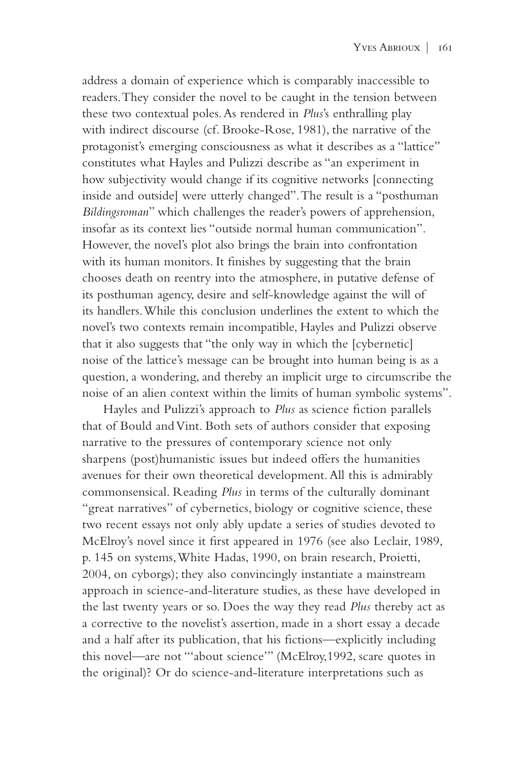address a domain of experience which is comparably inaccessible to readers. They consider the novel to be caught in the tension between these two contextual poles. As rendered in *Plus*'s enthralling play with indirect discourse (cf. Brooke-Rose, 1981), the narrative of the protagonist's emerging consciousness as what it describes as a "lattice" constitutes what Hayles and Pulizzi describe as "an experiment in how subjectivity would change if its cognitive networks [connecting inside and outside] were utterly changed". The result is a "posthuman *Bildingsroman*" which challenges the reader's powers of apprehension, insofar as its context lies "outside normal human communication". However, the novel's plot also brings the brain into confrontation with its human monitors. It finishes by suggesting that the brain chooses death on reentry into the atmosphere, in putative defense of its posthuman agency, desire and self-knowledge against the will of its handlers. While this conclusion underlines the extent to which the novel's two contexts remain incompatible, Hayles and Pulizzi observe that it also suggests that "the only way in which the [cybernetic] noise of the lattice's message can be brought into human being is as a question, a wondering, and thereby an implicit urge to circumscribe the noise of an alien context within the limits of human symbolic systems".

Hayles and Pulizzi's approach to *Plus* as science fiction parallels that of Bould and Vint. Both sets of authors consider that exposing narrative to the pressures of contemporary science not only sharpens (post)humanistic issues but indeed offers the humanities avenues for their own theoretical development. All this is admirably commonsensical. Reading *Plus* in terms of the culturally dominant "great narratives" of cybernetics, biology or cognitive science, these two recent essays not only ably update a series of studies devoted to McElroy's novel since it first appeared in 1976 (see also Leclair, 1989, p. 145 on systems, White Hadas, 1990, on brain research, Proietti, 2004, on cyborgs); they also convincingly instantiate a mainstream approach in science-and-literature studies, as these have developed in the last twenty years or so. Does the way they read *Plus* thereby act as a corrective to the novelist's assertion, made in a short essay a decade and a half after its publication, that his fictions—explicitly including this novel—are not "'about science'" (McElroy,1992, scare quotes in the original)? Or do science-and-literature interpretations such as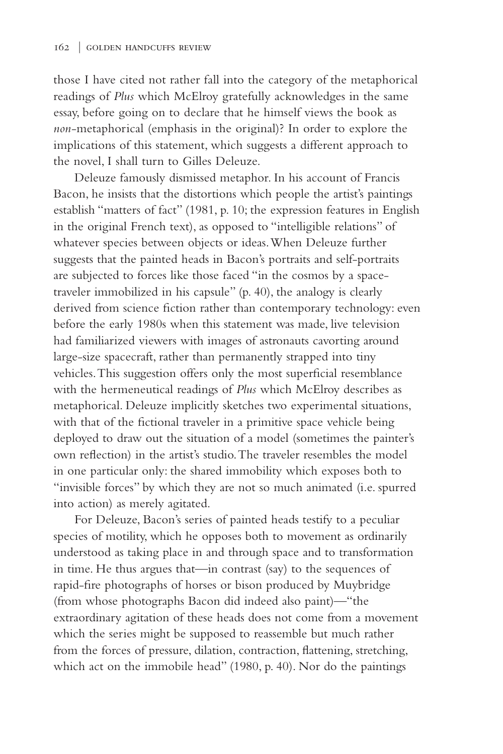those I have cited not rather fall into the category of the metaphorical readings of *Plus* which McElroy gratefully acknowledges in the same essay, before going on to declare that he himself views the book as *non*-metaphorical (emphasis in the original)? In order to explore the implications of this statement, which suggests a different approach to the novel, I shall turn to Gilles Deleuze.

Deleuze famously dismissed metaphor. In his account of Francis Bacon, he insists that the distortions which people the artist's paintings establish "matters of fact" (1981, p. 10; the expression features in English in the original French text), as opposed to "intelligible relations" of whatever species between objects or ideas. When Deleuze further suggests that the painted heads in Bacon's portraits and self-portraits are subjected to forces like those faced "in the cosmos by a space-traveler immobilized in his capsule" (p. 40), the analogy is clearly derived from science fiction rather than contemporary technology: even before the early 1980s when this statement was made, live television had familiarized viewers with images of astronauts cavorting around large-size spacecraft, rather than permanently strapped into tiny vehicles. This suggestion offers only the most superficial resemblance with the hermeneutical readings of *Plus* which McElroy describes as metaphorical. Deleuze implicitly sketches two experimental situations, with that of the fictional traveler in a primitive space vehicle being deployed to draw out the situation of a model (sometimes the painter's own reflection) in the artist's studio. The traveler resembles the model in one particular only: the shared immobility which exposes both to "invisible forces" by which they are not so much animated (i.e. spurred into action) as merely agitated.

For Deleuze, Bacon's series of painted heads testify to a peculiar species of motility, which he opposes both to movement as ordinarily understood as taking place in and through space and to transformation in time. He thus argues that—in contrast (say) to the sequences of rapid-fire photographs of horses or bison produced by Muybridge (from whose photographs Bacon did indeed also paint)—"the extraordinary agitation of these heads does not come from a movement which the series might be supposed to reassemble but much rather from the forces of pressure, dilation, contraction, flattening, stretching, which act on the immobile head" (1980, p. 40). Nor do the paintings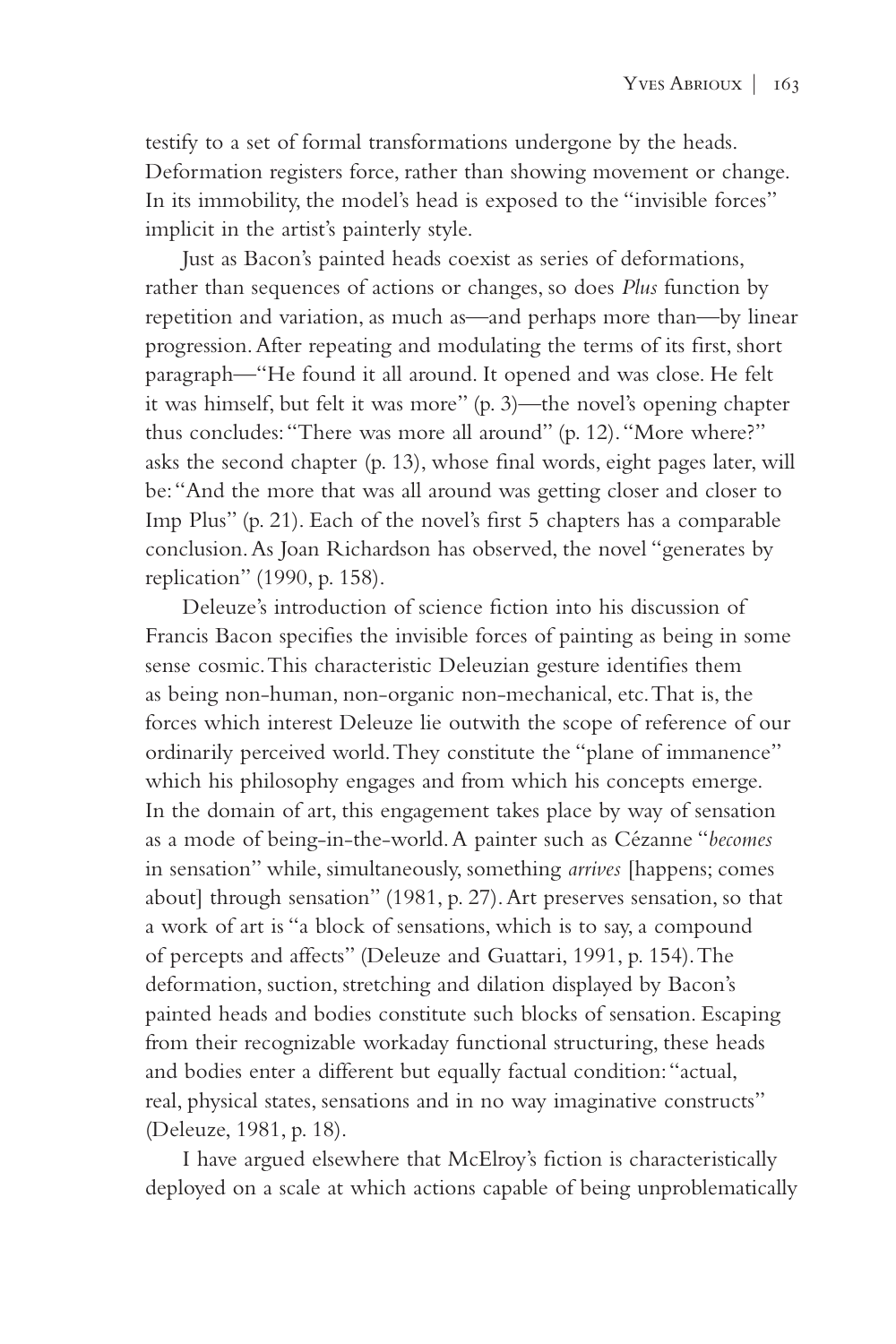testify to a set of formal transformations undergone by the heads. Deformation registers force, rather than showing movement or change. In its immobility, the model's head is exposed to the "invisible forces" implicit in the artist's painterly style.

Just as Bacon's painted heads coexist as series of deformations, rather than sequences of actions or changes, so does *Plus* function by repetition and variation, as much as—and perhaps more than—by linear progression. After repeating and modulating the terms of its first, short paragraph—"He found it all around. It opened and was close. He felt it was himself, but felt it was more" (p. 3)—the novel's opening chapter thus concludes: "There was more all around" (p. 12). "More where?" asks the second chapter (p. 13), whose final words, eight pages later, will be: "And the more that was all around was getting closer and closer to Imp Plus" (p. 21). Each of the novel's first 5 chapters has a comparable conclusion. As Joan Richardson has observed, the novel "generates by replication" (1990, p. 158).

Deleuze's introduction of science fiction into his discussion of Francis Bacon specifies the invisible forces of painting as being in some sense cosmic. This characteristic Deleuzian gesture identifies them as being non-human, non-organic non-mechanical, etc. That is, the forces which interest Deleuze lie outwith the scope of reference of our ordinarily perceived world. They constitute the "plane of immanence" which his philosophy engages and from which his concepts emerge. In the domain of art, this engagement takes place by way of sensation as a mode of being-in-the-world. A painter such as Cézanne "*becomes* in sensation" while, simultaneously, something *arrives* [happens; comes about] through sensation" (1981, p. 27). Art preserves sensation, so that a work of art is "a block of sensations, which is to say, a compound of percepts and affects" (Deleuze and Guattari, 1991, p. 154). The deformation, suction, stretching and dilation displayed by Bacon's painted heads and bodies constitute such blocks of sensation. Escaping from their recognizable workaday functional structuring, these heads and bodies enter a different but equally factual condition: "actual, real, physical states, sensations and in no way imaginative constructs" (Deleuze, 1981, p. 18).

I have argued elsewhere that McElroy's fiction is characteristically deployed on a scale at which actions capable of being unproblematically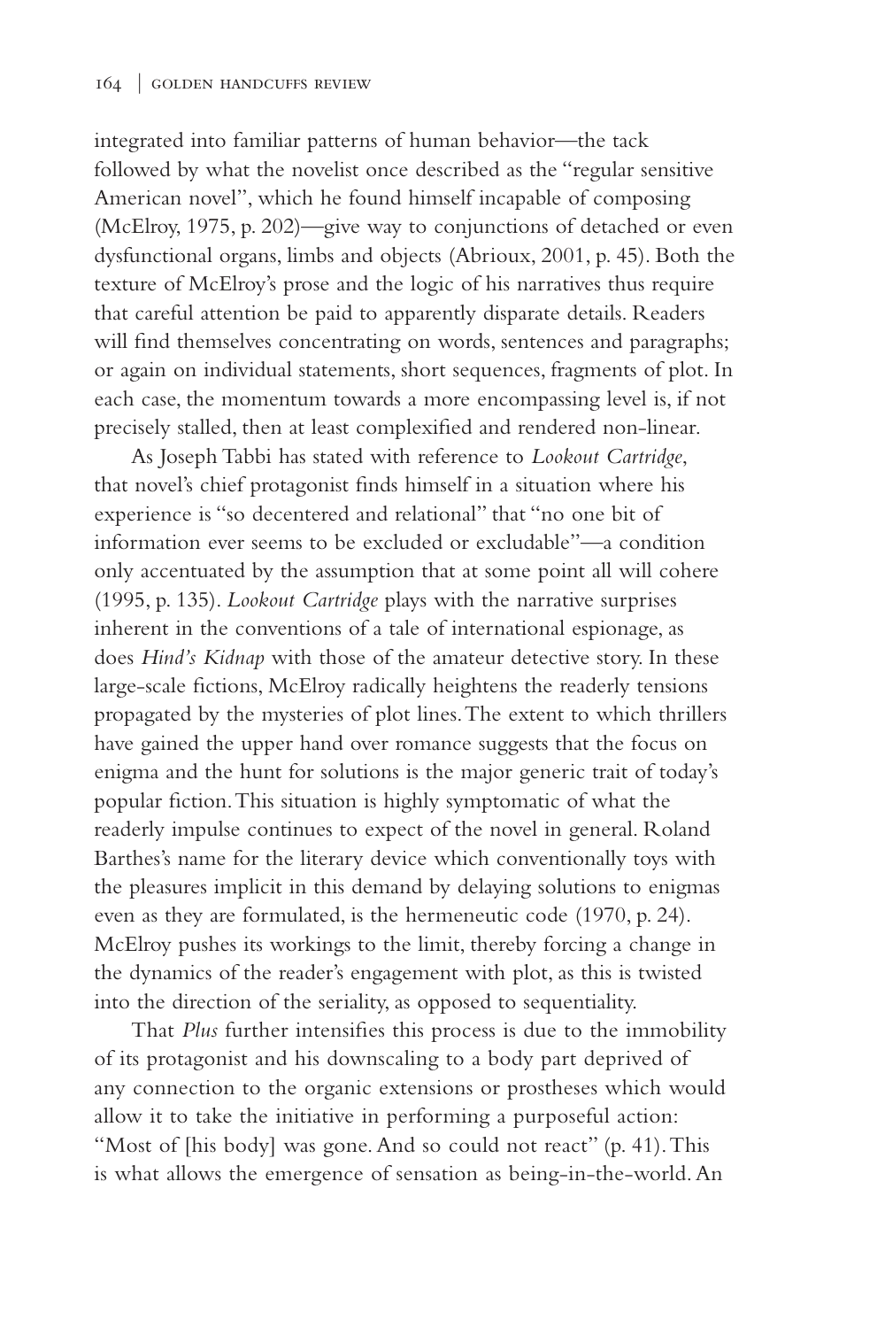integrated into familiar patterns of human behavior—the tack followed by what the novelist once described as the "regular sensitive American novel", which he found himself incapable of composing (McElroy, 1975, p. 202)—give way to conjunctions of detached or even dysfunctional organs, limbs and objects (Abrioux, 2001, p. 45). Both the texture of McElroy's prose and the logic of his narratives thus require that careful attention be paid to apparently disparate details. Readers will find themselves concentrating on words, sentences and paragraphs; or again on individual statements, short sequences, fragments of plot. In each case, the momentum towards a more encompassing level is, if not precisely stalled, then at least complexified and rendered non-linear.

As Joseph Tabbi has stated with reference to *Lookout Cartridge*, that novel's chief protagonist finds himself in a situation where his experience is "so decentered and relational" that "no one bit of information ever seems to be excluded or excludable"—a condition only accentuated by the assumption that at some point all will cohere (1995, p. 135). *Lookout Cartridge* plays with the narrative surprises inherent in the conventions of a tale of international espionage, as does *Hind's Kidnap* with those of the amateur detective story. In these large-scale fictions, McElroy radically heightens the readerly tensions propagated by the mysteries of plot lines. The extent to which thrillers have gained the upper hand over romance suggests that the focus on enigma and the hunt for solutions is the major generic trait of today's popular fiction. This situation is highly symptomatic of what the readerly impulse continues to expect of the novel in general. Roland Barthes's name for the literary device which conventionally toys with the pleasures implicit in this demand by delaying solutions to enigmas even as they are formulated, is the hermeneutic code (1970, p. 24). McElroy pushes its workings to the limit, thereby forcing a change in the dynamics of the reader's engagement with plot, as this is twisted into the direction of the seriality, as opposed to sequentiality.

That *Plus* further intensifies this process is due to the immobility of its protagonist and his downscaling to a body part deprived of any connection to the organic extensions or prostheses which would allow it to take the initiative in performing a purposeful action: "Most of [his body] was gone. And so could not react" (p. 41). This is what allows the emergence of sensation as being-in-the-world. An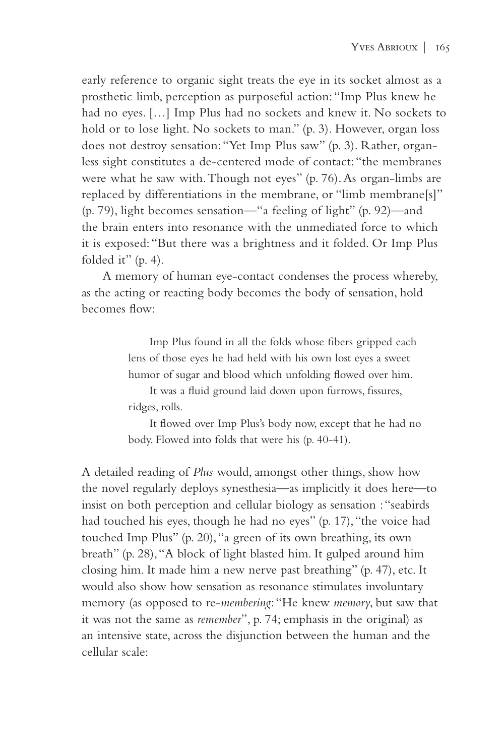early reference to organic sight treats the eye in its socket almost as a prosthetic limb, perception as purposeful action: "Imp Plus knew he had no eyes. […] Imp Plus had no sockets and knew it. No sockets to hold or to lose light. No sockets to man." (p. 3). However, organ loss does not destroy sensation: "Yet Imp Plus saw" (p. 3). Rather, organless sight constitutes a de-centered mode of contact: "the membranes were what he saw with. Though not eyes" (p. 76). As organ-limbs are replaced by differentiations in the membrane, or "limb membrane[s]" (p. 79), light becomes sensation—"a feeling of light" (p. 92)—and the brain enters into resonance with the unmediated force to which it is exposed: "But there was a brightness and it folded. Or Imp Plus folded it" (p. 4).

A memory of human eye-contact condenses the process whereby, as the acting or reacting body becomes the body of sensation, hold becomes flow:

> Imp Plus found in all the folds whose fibers gripped each lens of those eyes he had held with his own lost eyes a sweet humor of sugar and blood which unfolding flowed over him.
>
> It was a fluid ground laid down upon furrows, fissures, ridges, rolls.
>
> It flowed over Imp Plus's body now, except that he had no body. Flowed into folds that were his (p. 40-41).

A detailed reading of *Plus* would, amongst other things, show how the novel regularly deploys synesthesia—as implicitly it does here—to insist on both perception and cellular biology as sensation : "seabirds had touched his eyes, though he had no eyes" (p. 17), "the voice had touched Imp Plus" (p. 20), "a green of its own breathing, its own breath" (p. 28), "A block of light blasted him. It gulped around him closing him. It made him a new nerve past breathing" (p. 47), etc. It would also show how sensation as resonance stimulates involuntary memory (as opposed to re-*membering*: "He knew *memory*, but saw that it was not the same as *remember*", p. 74; emphasis in the original) as an intensive state, across the disjunction between the human and the cellular scale: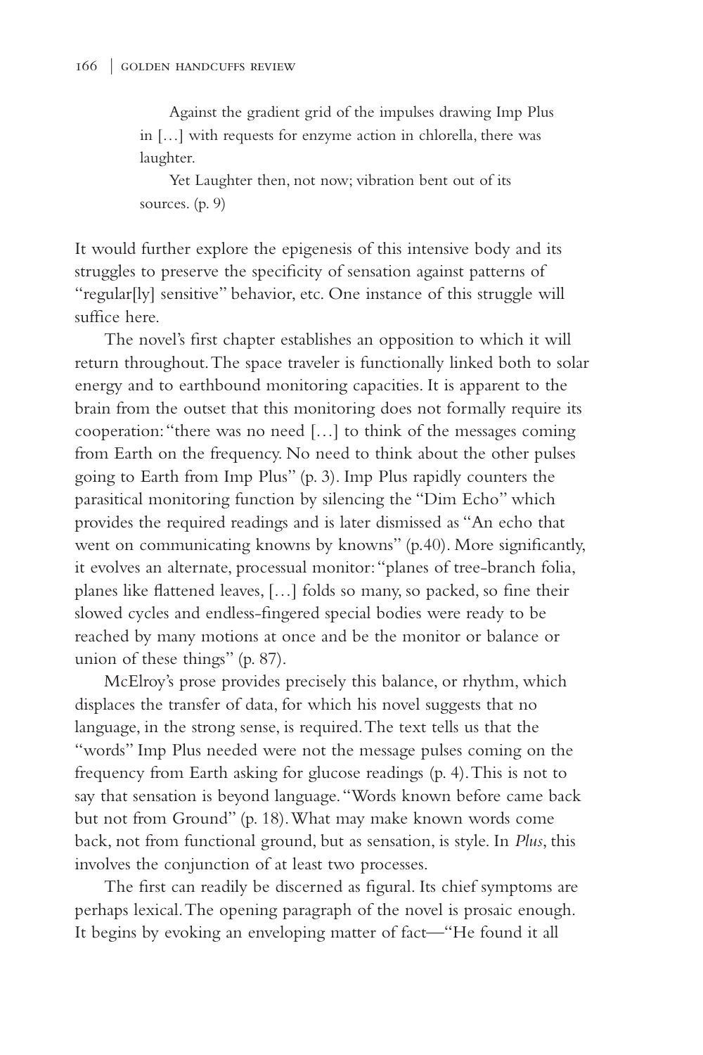> Against the gradient grid of the impulses drawing Imp Plus in […] with requests for enzyme action in chlorella, there was laughter.
>
> Yet Laughter then, not now; vibration bent out of its sources. (p. 9)

It would further explore the epigenesis of this intensive body and its struggles to preserve the specificity of sensation against patterns of "regular[ly] sensitive" behavior, etc. One instance of this struggle will suffice here.

The novel's first chapter establishes an opposition to which it will return throughout. The space traveler is functionally linked both to solar energy and to earthbound monitoring capacities. It is apparent to the brain from the outset that this monitoring does not formally require its cooperation: "there was no need […] to think of the messages coming from Earth on the frequency. No need to think about the other pulses going to Earth from Imp Plus" (p. 3). Imp Plus rapidly counters the parasitical monitoring function by silencing the "Dim Echo" which provides the required readings and is later dismissed as "An echo that went on communicating knowns by knowns" (p.40). More significantly, it evolves an alternate, processual monitor: "planes of tree-branch folia, planes like flattened leaves, […] folds so many, so packed, so fine their slowed cycles and endless-fingered special bodies were ready to be reached by many motions at once and be the monitor or balance or union of these things" (p. 87).

McElroy's prose provides precisely this balance, or rhythm, which displaces the transfer of data, for which his novel suggests that no language, in the strong sense, is required. The text tells us that the "words" Imp Plus needed were not the message pulses coming on the frequency from Earth asking for glucose readings (p. 4). This is not to say that sensation is beyond language. "Words known before came back but not from Ground" (p. 18). What may make known words come back, not from functional ground, but as sensation, is style. In *Plus*, this involves the conjunction of at least two processes.

The first can readily be discerned as figural. Its chief symptoms are perhaps lexical. The opening paragraph of the novel is prosaic enough. It begins by evoking an enveloping matter of fact—"He found it all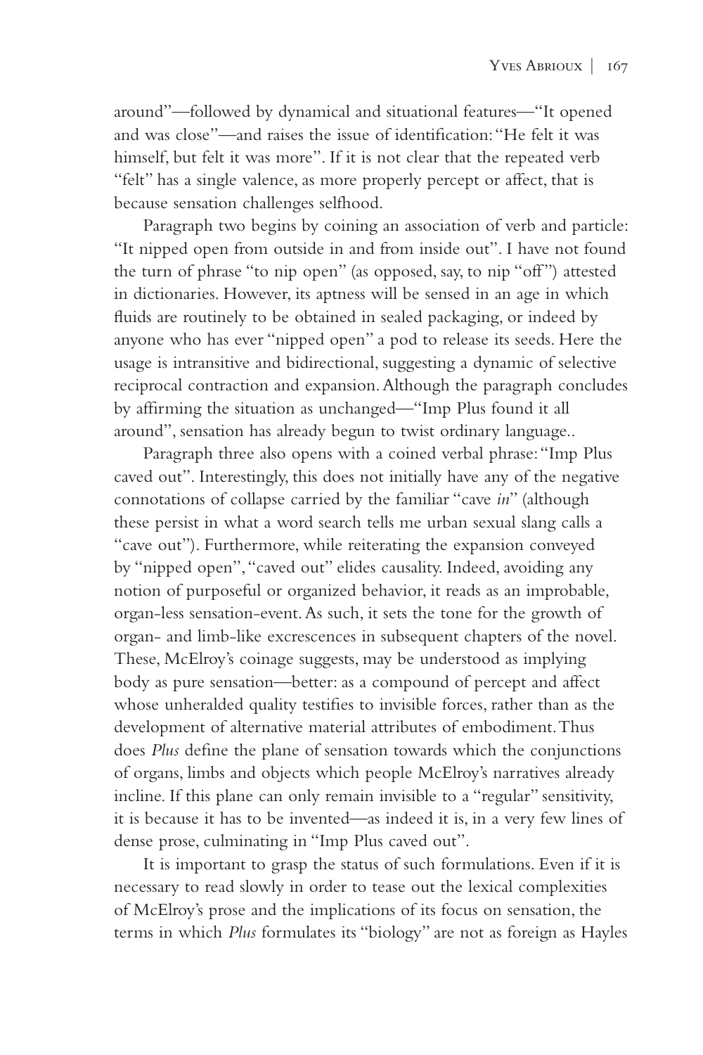around"—followed by dynamical and situational features—"It opened and was close"—and raises the issue of identification: "He felt it was himself, but felt it was more". If it is not clear that the repeated verb "felt" has a single valence, as more properly percept or affect, that is because sensation challenges selfhood.

Paragraph two begins by coining an association of verb and particle: "It nipped open from outside in and from inside out". I have not found the turn of phrase "to nip open" (as opposed, say, to nip "off") attested in dictionaries. However, its aptness will be sensed in an age in which fluids are routinely to be obtained in sealed packaging, or indeed by anyone who has ever "nipped open" a pod to release its seeds. Here the usage is intransitive and bidirectional, suggesting a dynamic of selective reciprocal contraction and expansion. Although the paragraph concludes by affirming the situation as unchanged—"Imp Plus found it all around", sensation has already begun to twist ordinary language..

Paragraph three also opens with a coined verbal phrase: "Imp Plus caved out". Interestingly, this does not initially have any of the negative connotations of collapse carried by the familiar "cave *in*" (although these persist in what a word search tells me urban sexual slang calls a "cave out"). Furthermore, while reiterating the expansion conveyed by "nipped open", "caved out" elides causality. Indeed, avoiding any notion of purposeful or organized behavior, it reads as an improbable, organ-less sensation-event. As such, it sets the tone for the growth of organ- and limb-like excrescences in subsequent chapters of the novel. These, McElroy's coinage suggests, may be understood as implying body as pure sensation—better: as a compound of percept and affect whose unheralded quality testifies to invisible forces, rather than as the development of alternative material attributes of embodiment. Thus does *Plus* define the plane of sensation towards which the conjunctions of organs, limbs and objects which people McElroy's narratives already incline. If this plane can only remain invisible to a "regular" sensitivity, it is because it has to be invented—as indeed it is, in a very few lines of dense prose, culminating in "Imp Plus caved out".

It is important to grasp the status of such formulations. Even if it is necessary to read slowly in order to tease out the lexical complexities of McElroy's prose and the implications of its focus on sensation, the terms in which *Plus* formulates its "biology" are not as foreign as Hayles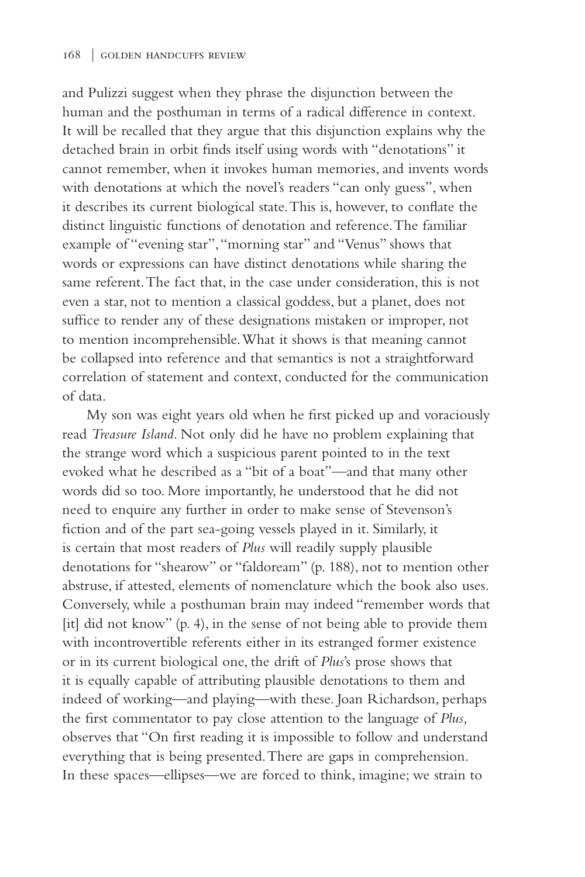and Pulizzi suggest when they phrase the disjunction between the human and the posthuman in terms of a radical difference in context. It will be recalled that they argue that this disjunction explains why the detached brain in orbit finds itself using words with "denotations" it cannot remember, when it invokes human memories, and invents words with denotations at which the novel's readers "can only guess", when it describes its current biological state. This is, however, to conflate the distinct linguistic functions of denotation and reference. The familiar example of "evening star", "morning star" and "Venus" shows that words or expressions can have distinct denotations while sharing the same referent. The fact that, in the case under consideration, this is not even a star, not to mention a classical goddess, but a planet, does not suffice to render any of these designations mistaken or improper, not to mention incomprehensible. What it shows is that meaning cannot be collapsed into reference and that semantics is not a straightforward correlation of statement and context, conducted for the communication of data.

My son was eight years old when he first picked up and voraciously read *Treasure Island*. Not only did he have no problem explaining that the strange word which a suspicious parent pointed to in the text evoked what he described as a "bit of a boat"—and that many other words did so too. More importantly, he understood that he did not need to enquire any further in order to make sense of Stevenson's fiction and of the part sea-going vessels played in it. Similarly, it is certain that most readers of *Plus* will readily supply plausible denotations for "shearow" or "faldoream" (p. 188), not to mention other abstruse, if attested, elements of nomenclature which the book also uses. Conversely, while a posthuman brain may indeed "remember words that [it] did not know" (p. 4), in the sense of not being able to provide them with incontrovertible referents either in its estranged former existence or in its current biological one, the drift of *Plus*'s prose shows that it is equally capable of attributing plausible denotations to them and indeed of working—and playing—with these. Joan Richardson, perhaps the first commentator to pay close attention to the language of *Plus,* observes that "On first reading it is impossible to follow and understand everything that is being presented. There are gaps in comprehension. In these spaces—ellipses—we are forced to think, imagine; we strain to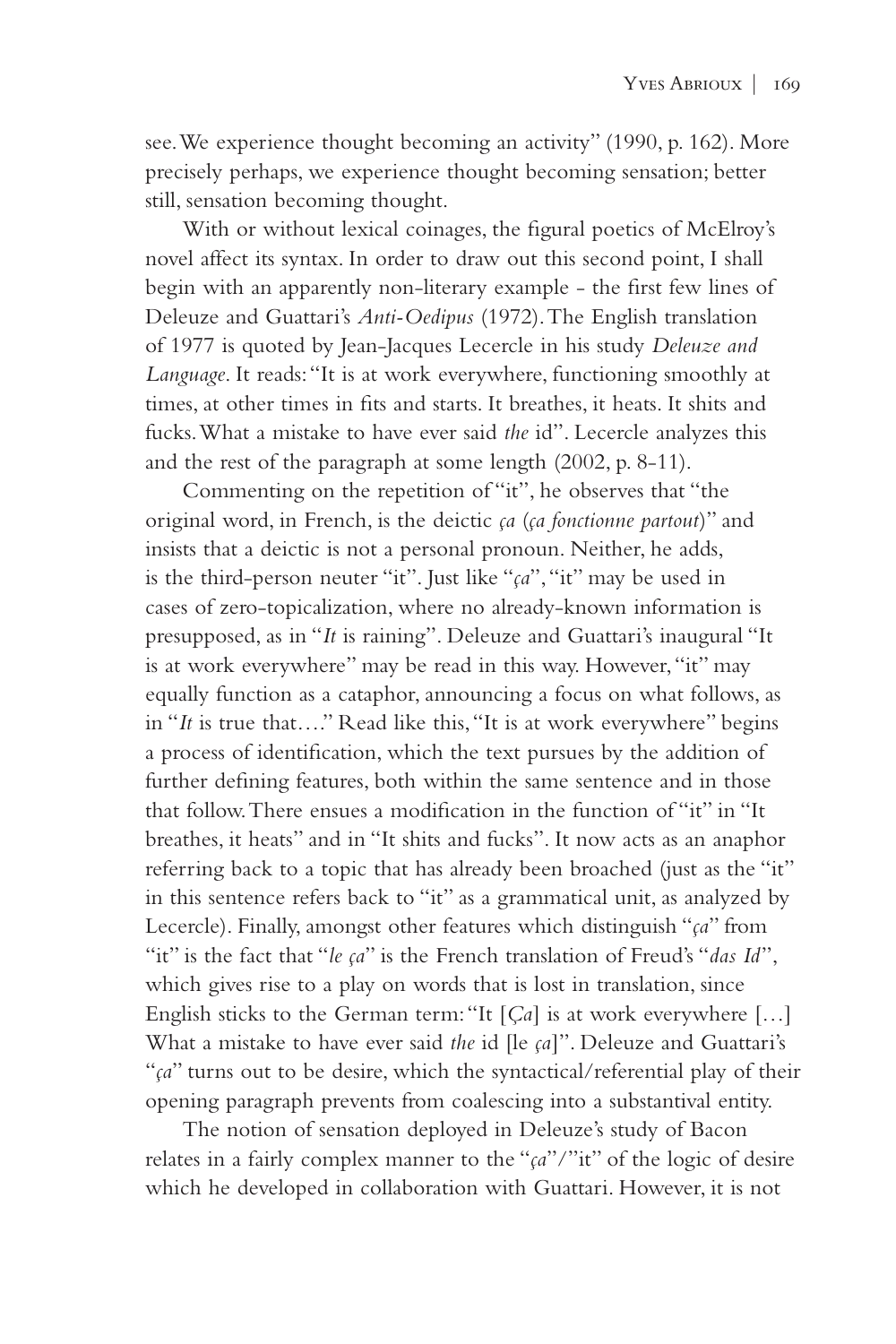see. We experience thought becoming an activity" (1990, p. 162). More precisely perhaps, we experience thought becoming sensation; better still, sensation becoming thought.

With or without lexical coinages, the figural poetics of McElroy's novel affect its syntax. In order to draw out this second point, I shall begin with an apparently non-literary example - the first few lines of Deleuze and Guattari's *Anti-Oedipus* (1972). The English translation of 1977 is quoted by Jean-Jacques Lecercle in his study *Deleuze and Language*. It reads: "It is at work everywhere, functioning smoothly at times, at other times in fits and starts. It breathes, it heats. It shits and fucks. What a mistake to have ever said *the* id". Lecercle analyzes this and the rest of the paragraph at some length (2002, p. 8-11).

Commenting on the repetition of "it", he observes that "the original word, in French, is the deictic *ça* (*ça fonctionne partout*)" and insists that a deictic is not a personal pronoun. Neither, he adds, is the third-person neuter "it". Just like "*ça*", "it" may be used in cases of zero-topicalization, where no already-known information is presupposed, as in "*It* is raining". Deleuze and Guattari's inaugural "It is at work everywhere" may be read in this way. However, "it" may equally function as a cataphor, announcing a focus on what follows, as in "*It* is true that…." Read like this, "It is at work everywhere" begins a process of identification, which the text pursues by the addition of further defining features, both within the same sentence and in those that follow. There ensues a modification in the function of "it" in "It breathes, it heats" and in "It shits and fucks". It now acts as an anaphor referring back to a topic that has already been broached (just as the "it" in this sentence refers back to "it" as a grammatical unit, as analyzed by Lecercle). Finally, amongst other features which distinguish "*ça*" from "it" is the fact that "*le ça*" is the French translation of Freud's "*das Id*", which gives rise to a play on words that is lost in translation, since English sticks to the German term: "It [*Ça*] is at work everywhere […] What a mistake to have ever said *the* id [le *ça*]". Deleuze and Guattari's "*ça*" turns out to be desire, which the syntactical/referential play of their opening paragraph prevents from coalescing into a substantival entity.

The notion of sensation deployed in Deleuze's study of Bacon relates in a fairly complex manner to the "*ça*"/"it" of the logic of desire which he developed in collaboration with Guattari. However, it is not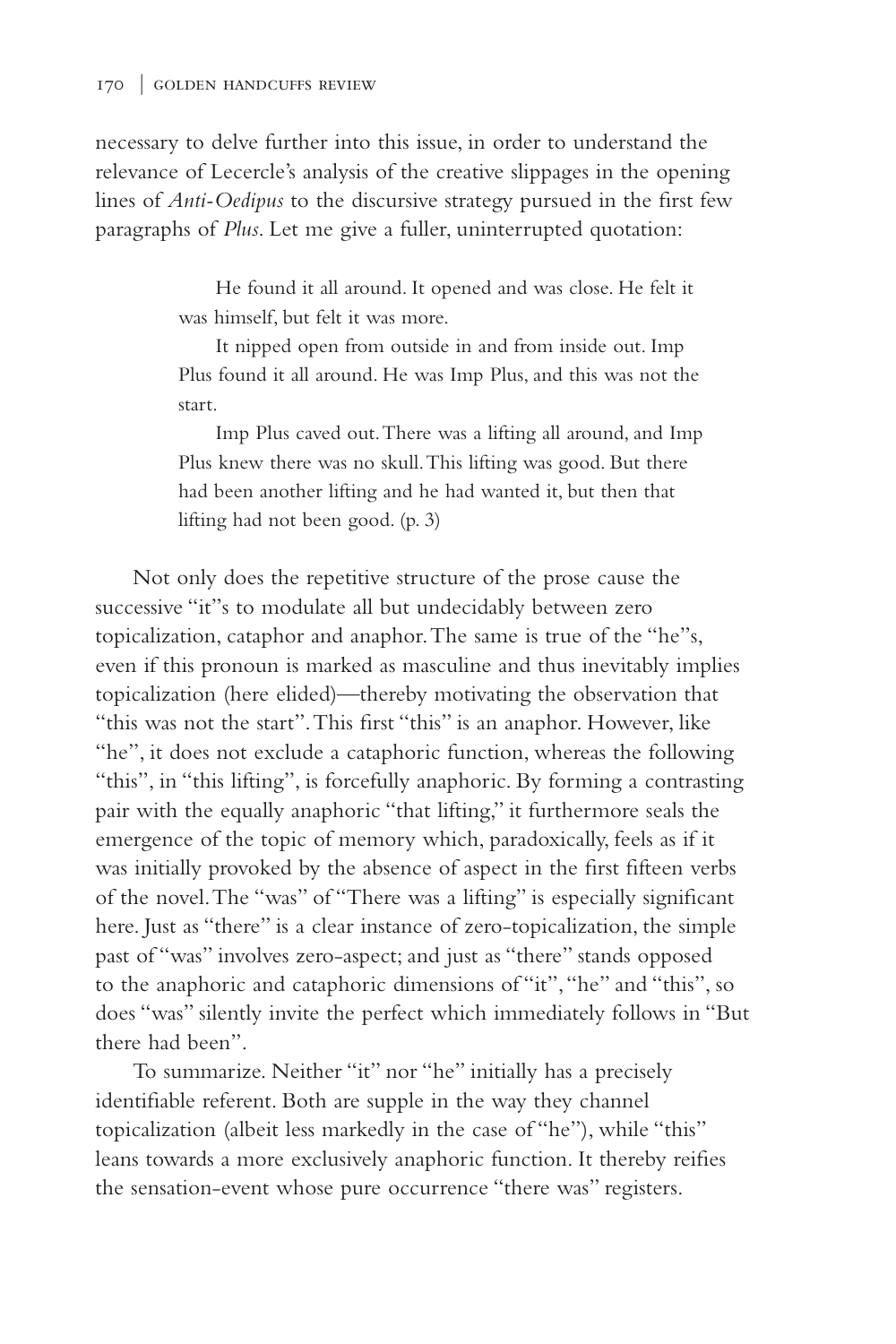necessary to delve further into this issue, in order to understand the relevance of Lecercle's analysis of the creative slippages in the opening lines of *Anti-Oedipus* to the discursive strategy pursued in the first few paragraphs of *Plus*. Let me give a fuller, uninterrupted quotation:

> He found it all around. It opened and was close. He felt it was himself, but felt it was more.
>
> It nipped open from outside in and from inside out. Imp Plus found it all around. He was Imp Plus, and this was not the start.
>
> Imp Plus caved out. There was a lifting all around, and Imp Plus knew there was no skull. This lifting was good. But there had been another lifting and he had wanted it, but then that lifting had not been good. (p. 3)

Not only does the repetitive structure of the prose cause the successive "it"s to modulate all but undecidably between zero topicalization, cataphor and anaphor. The same is true of the "he"s, even if this pronoun is marked as masculine and thus inevitably implies topicalization (here elided)—thereby motivating the observation that "this was not the start". This first "this" is an anaphor. However, like "he", it does not exclude a cataphoric function, whereas the following "this", in "this lifting", is forcefully anaphoric. By forming a contrasting pair with the equally anaphoric "that lifting," it furthermore seals the emergence of the topic of memory which, paradoxically, feels as if it was initially provoked by the absence of aspect in the first fifteen verbs of the novel. The "was" of "There was a lifting" is especially significant here. Just as "there" is a clear instance of zero-topicalization, the simple past of "was" involves zero-aspect; and just as "there" stands opposed to the anaphoric and cataphoric dimensions of "it", "he" and "this", so does "was" silently invite the perfect which immediately follows in "But there had been".

To summarize. Neither "it" nor "he" initially has a precisely identifiable referent. Both are supple in the way they channel topicalization (albeit less markedly in the case of "he"), while "this" leans towards a more exclusively anaphoric function. It thereby reifies the sensation-event whose pure occurrence "there was" registers.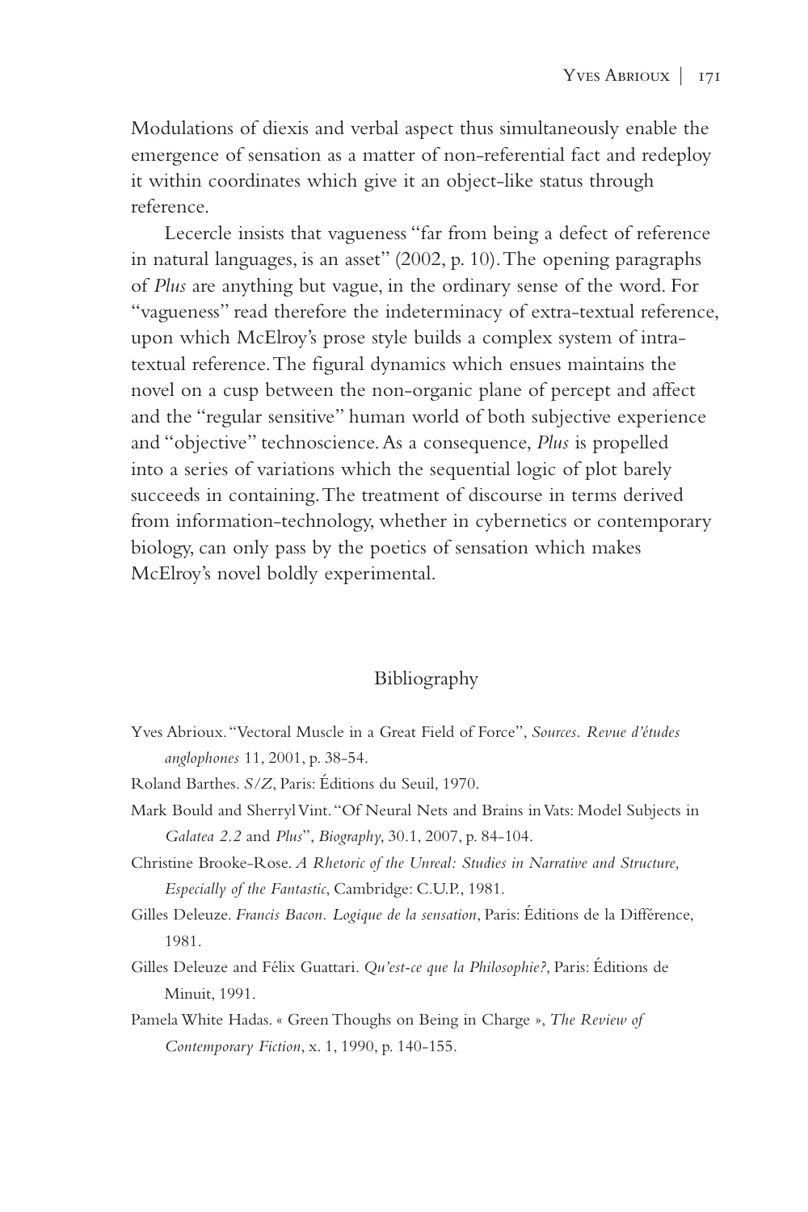Modulations of diexis and verbal aspect thus simultaneously enable the emergence of sensation as a matter of non-referential fact and redeploy it within coordinates which give it an object-like status through reference.

Lecercle insists that vagueness "far from being a defect of reference in natural languages, is an asset" (2002, p. 10). The opening paragraphs of *Plus* are anything but vague, in the ordinary sense of the word. For "vagueness" read therefore the indeterminacy of extra-textual reference, upon which McElroy's prose style builds a complex system of intra-textual reference. The figural dynamics which ensues maintains the novel on a cusp between the non-organic plane of percept and affect and the "regular sensitive" human world of both subjective experience and "objective" technoscience. As a consequence, *Plus* is propelled into a series of variations which the sequential logic of plot barely succeeds in containing. The treatment of discourse in terms derived from information-technology, whether in cybernetics or contemporary biology, can only pass by the poetics of sensation which makes McElroy's novel boldly experimental.

## Bibliography

Yves Abrioux. "Vectoral Muscle in a Great Field of Force", *Sources. Revue d'études anglophones* 11, 2001, p. 38-54.

Roland Barthes. *S/Z*, Paris: Éditions du Seuil, 1970.

Mark Bould and Sherryl Vint. "Of Neural Nets and Brains in Vats: Model Subjects in *Galatea 2.2* and *Plus*", *Biography*, 30.1, 2007, p. 84-104.

Christine Brooke-Rose. *A Rhetoric of the Unreal: Studies in Narrative and Structure, Especially of the Fantastic*, Cambridge: C.U.P., 1981.

Gilles Deleuze. *Francis Bacon. Logique de la sensation*, Paris: Éditions de la Différence, 1981.

Gilles Deleuze and Félix Guattari. *Qu'est-ce que la Philosophie?*, Paris: Éditions de Minuit, 1991.

Pamela White Hadas. « Green Thoughs on Being in Charge », *The Review of Contemporary Fiction*, x. 1, 1990, p. 140-155.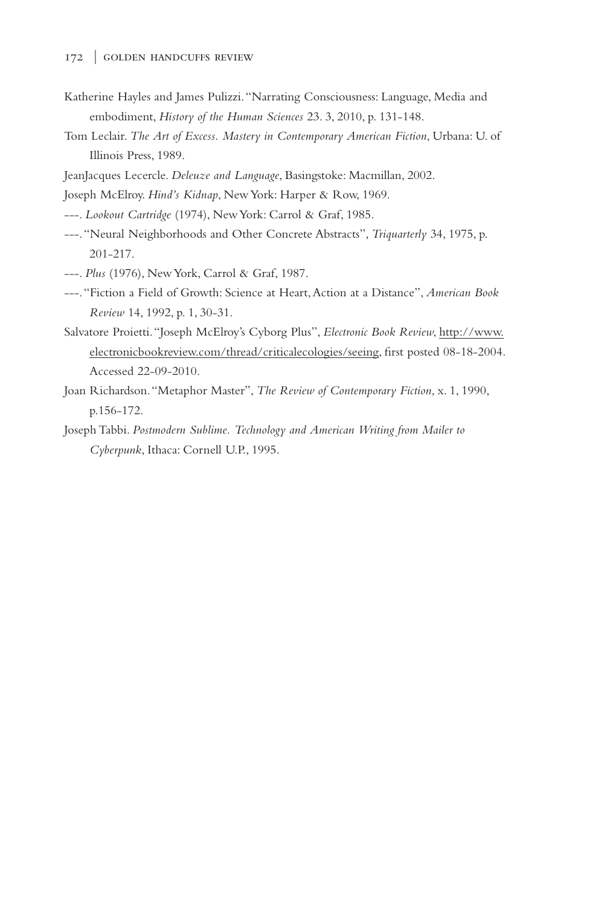Katherine Hayles and James Pulizzi. "Narrating Consciousness: Language, Media and embodiment, *History of the Human Sciences* 23. 3, 2010, p. 131-148.

Tom Leclair. *The Art of Excess. Mastery in Contemporary American Fiction*, Urbana: U. of Illinois Press, 1989.

JeanJacques Lecercle. *Deleuze and Language*, Basingstoke: Macmillan, 2002.

Joseph McElroy. *Hind's Kidnap*, New York: Harper & Row, 1969.

---. *Lookout Cartridge* (1974), New York: Carrol & Graf, 1985.

---. "Neural Neighborhoods and Other Concrete Abstracts", *Triquarterly* 34, 1975, p. 201-217.

---. *Plus* (1976), New York, Carrol & Graf, 1987.

---. "Fiction a Field of Growth: Science at Heart, Action at a Distance", *American Book Review* 14, 1992, p. 1, 30-31.

Salvatore Proietti. "Joseph McElroy's Cyborg Plus", *Electronic Book Review*, http://www.electronicbookreview.com/thread/criticalecologies/seeing, first posted 08-18-2004. Accessed 22-09-2010.

Joan Richardson. "Metaphor Master", *The Review of Contemporary Fiction*, x. 1, 1990, p.156-172.

Joseph Tabbi. *Postmodern Sublime. Technology and American Writing from Mailer to Cyberpunk*, Ithaca: Cornell U.P., 1995.